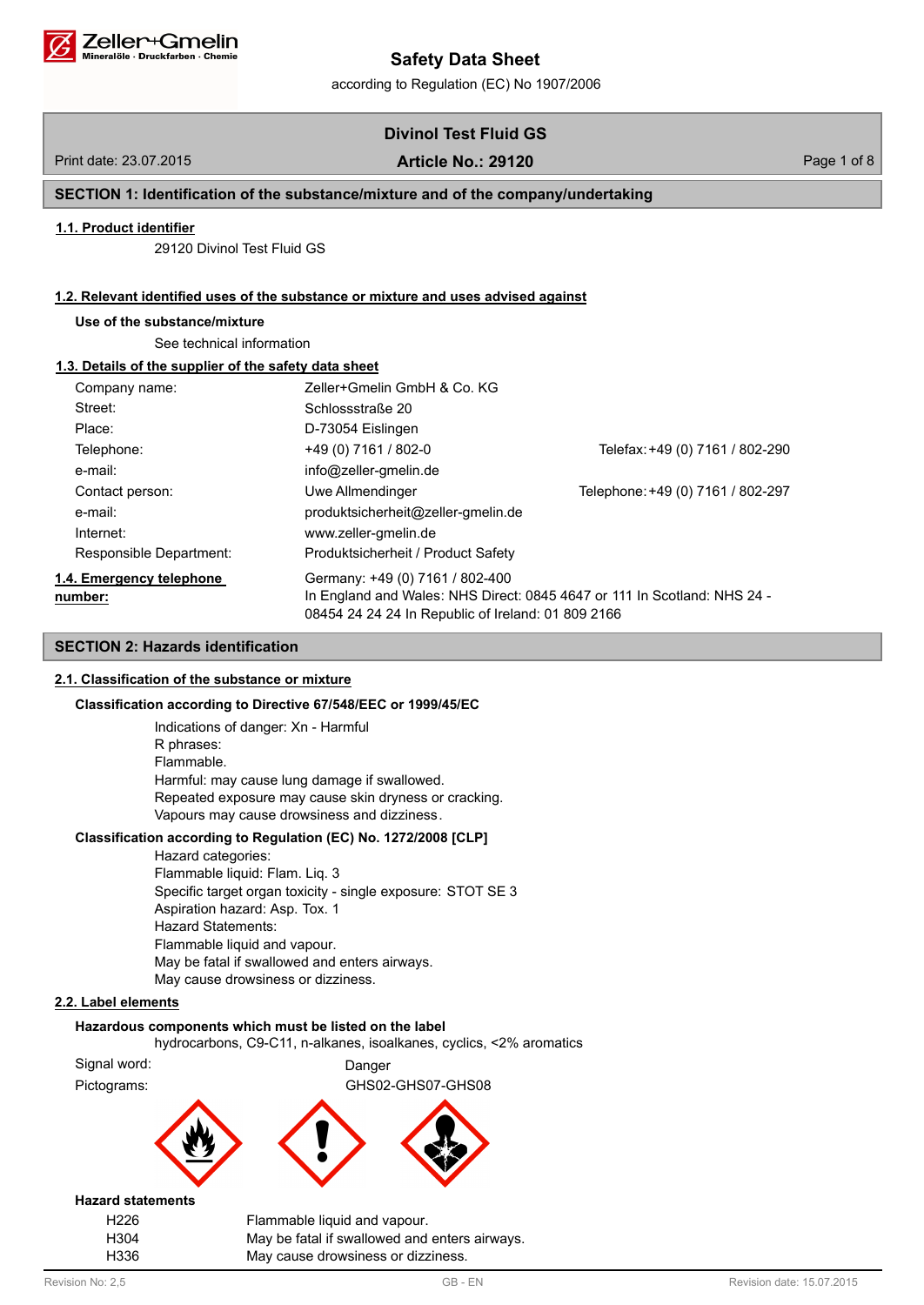# Safety Data Sheet

according to Regulation (EC) No 1907/2006

## Divinol Test Fluid GS

Print date: 23.07.2015 **Article No.: 29120**

## SECTION 1: Identification of the substance/mixture and of the company/undertaking

### 1.1. Product identifier

29120 Divinol Test Fluid GS

### 1.2. Relevant identified uses of the substance or mixture and uses advised against

**Use of the substance/mixture**

See technical information

### 1.3. Details of the supplier of the safety data sheet

| | | |
|---|---|---|
| Company name: | Zeller+Gmelin GmbH & Co. KG | |
| Street: | Schlossstraße 20 | |
| Place: | D-73054 Eislingen | |
| Telephone: | +49 (0) 7161 / 802-0 | Telefax: +49 (0) 7161 / 802-290 |
| e-mail: | info@zeller-gmelin.de | |
| Contact person: | Uwe Allmendinger | Telephone: +49 (0) 7161 / 802-297 |
| e-mail: | produktsicherheit@zeller-gmelin.de | |
| Internet: | www.zeller-gmelin.de | |
| Responsible Department: | Produktsicherheit / Product Safety | |

### 1.4. Emergency telephone number:

Germany: +49 (0) 7161 / 802-400
In England and Wales: NHS Direct: 0845 4647 or 111 In Scotland: NHS 24 - 08454 24 24 24 In Republic of Ireland: 01 809 2166

## SECTION 2: Hazards identification

### 2.1. Classification of the substance or mixture

**Classification according to Directive 67/548/EEC or 1999/45/EC**

Indications of danger: Xn - Harmful
R phrases:
Flammable.
Harmful: may cause lung damage if swallowed.
Repeated exposure may cause skin dryness or cracking.
Vapours may cause drowsiness and dizziness.

**Classification according to Regulation (EC) No. 1272/2008 [CLP]**

Hazard categories:
Flammable liquid: Flam. Liq. 3
Specific target organ toxicity - single exposure: STOT SE 3
Aspiration hazard: Asp. Tox. 1
Hazard Statements:
Flammable liquid and vapour.
May be fatal if swallowed and enters airways.
May cause drowsiness or dizziness.

### 2.2. Label elements

**Hazardous components which must be listed on the label**

hydrocarbons, C9-C11, n-alkanes, isoalkanes, cyclics, <2% aromatics

Signal word: Danger

Pictograms: GHS02-GHS07-GHS08

**Hazard statements**

| | |
|---|---|
| H226 | Flammable liquid and vapour. |
| H304 | May be fatal if swallowed and enters airways. |
| H336 | May cause drowsiness or dizziness. |

Revision No: 2,5 GB - EN Revision date: 15.07.2015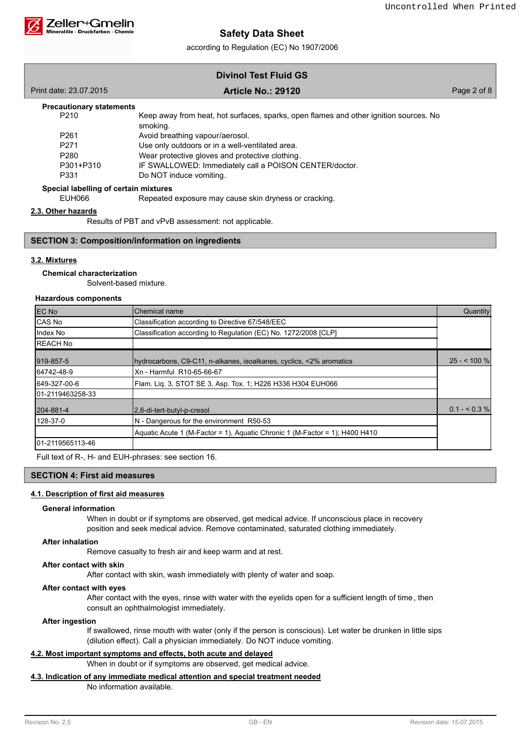**Precautionary statements**

| | |
|---|---|
| P210 | Keep away from heat, hot surfaces, sparks, open flames and other ignition sources. No smoking. |
| P261 | Avoid breathing vapour/aerosol. |
| P271 | Use only outdoors or in a well-ventilated area. |
| P280 | Wear protective gloves and protective clothing. |
| P301+P310 | IF SWALLOWED: Immediately call a POISON CENTER/doctor. |
| P331 | Do NOT induce vomiting. |

**Special labelling of certain mixtures**

| | |
|---|---|
| EUH066 | Repeated exposure may cause skin dryness or cracking. |

### 2.3. Other hazards

Results of PBT and vPvB assessment: not applicable.

## SECTION 3: Composition/information on ingredients

### 3.2. Mixtures

**Chemical characterization**

Solvent-based mixture.

**Hazardous components**

| EC No<br>CAS No<br>Index No<br>REACH No | Chemical name<br>Classification according to Directive 67/548/EEC<br>Classification according to Regulation (EC) No. 1272/2008 [CLP] | Quantity |
|---|---|---|
| 919-857-5 | hydrocarbons, C9-C11, n-alkanes, isoalkanes, cyclics, <2% aromatics | 25 - < 100 % |
| 64742-48-9 | Xn - Harmful R10-65-66-67 | |
| 649-327-00-6 | Flam. Liq. 3, STOT SE 3, Asp. Tox. 1; H226 H336 H304 EUH066 | |
| 01-2119463258-33 | | |
| 204-881-4 | 2,6-di-tert-butyl-p-cresol | 0.1 - < 0.3 % |
| 128-37-0 | N - Dangerous for the environment R50-53 | |
| | Aquatic Acute 1 (M-Factor = 1), Aquatic Chronic 1 (M-Factor = 1); H400 H410 | |
| 01-2119565113-46 | | |

Full text of R-, H- and EUH-phrases: see section 16.

## SECTION 4: First aid measures

### 4.1. Description of first aid measures

**General information**

When in doubt or if symptoms are observed, get medical advice. If unconscious place in recovery position and seek medical advice. Remove contaminated, saturated clothing immediately.

**After inhalation**

Remove casualty to fresh air and keep warm and at rest.

**After contact with skin**

After contact with skin, wash immediately with plenty of water and soap.

**After contact with eyes**

After contact with the eyes, rinse with water with the eyelids open for a sufficient length of time, then consult an ophthalmologist immediately.

**After ingestion**

If swallowed, rinse mouth with water (only if the person is conscious). Let water be drunken in little sips (dilution effect). Call a physician immediately. Do NOT induce vomiting.

### 4.2. Most important symptoms and effects, both acute and delayed

When in doubt or if symptoms are observed, get medical advice.

### 4.3. Indication of any immediate medical attention and special treatment needed

No information available.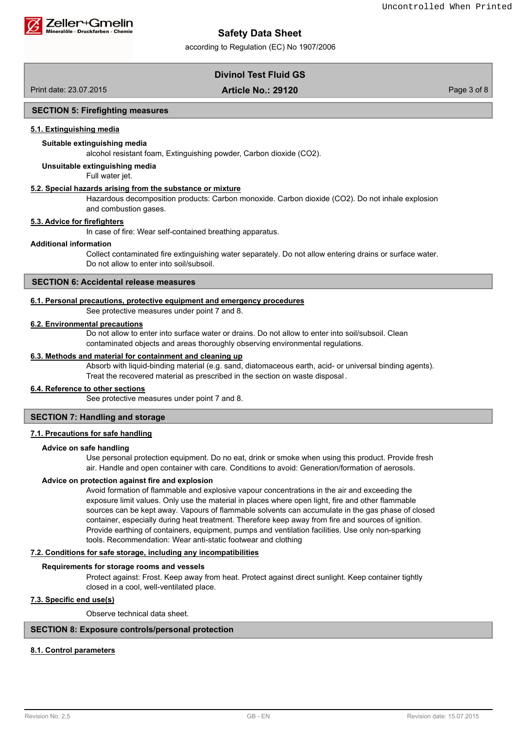## SECTION 5: Firefighting measures

### 5.1. Extinguishing media

**Suitable extinguishing media**

alcohol resistant foam, Extinguishing powder, Carbon dioxide ($CO_2$).

**Unsuitable extinguishing media**

Full water jet.

### 5.2. Special hazards arising from the substance or mixture

Hazardous decomposition products: Carbon monoxide. Carbon dioxide ($CO_2$). Do not inhale explosion and combustion gases.

### 5.3. Advice for firefighters

In case of fire: Wear self-contained breathing apparatus.

**Additional information**

Collect contaminated fire extinguishing water separately. Do not allow entering drains or surface water. Do not allow to enter into soil/subsoil.

## SECTION 6: Accidental release measures

### 6.1. Personal precautions, protective equipment and emergency procedures

See protective measures under point 7 and 8.

### 6.2. Environmental precautions

Do not allow to enter into surface water or drains. Do not allow to enter into soil/subsoil. Clean contaminated objects and areas thoroughly observing environmental regulations.

### 6.3. Methods and material for containment and cleaning up

Absorb with liquid-binding material (e.g. sand, diatomaceous earth, acid- or universal binding agents). Treat the recovered material as prescribed in the section on waste disposal .

### 6.4. Reference to other sections

See protective measures under point 7 and 8.

## SECTION 7: Handling and storage

### 7.1. Precautions for safe handling

**Advice on safe handling**

Use personal protection equipment. Do no eat, drink or smoke when using this product. Provide fresh air. Handle and open container with care. Conditions to avoid: Generation/formation of aerosols.

**Advice on protection against fire and explosion**

Avoid formation of flammable and explosive vapour concentrations in the air and exceeding the exposure limit values. Only use the material in places where open light, fire and other flammable sources can be kept away. Vapours of flammable solvents can accumulate in the gas phase of closed container, especially during heat treatment. Therefore keep away from fire and sources of ignition. Provide earthing of containers, equipment, pumps and ventilation facilities. Use only non-sparking tools. Recommendation: Wear anti-static footwear and clothing

### 7.2. Conditions for safe storage, including any incompatibilities

**Requirements for storage rooms and vessels**

Protect against: Frost. Keep away from heat. Protect against direct sunlight. Keep container tightly closed in a cool, well-ventilated place.

### 7.3. Specific end use(s)

Observe technical data sheet.

## SECTION 8: Exposure controls/personal protection

### 8.1. Control parameters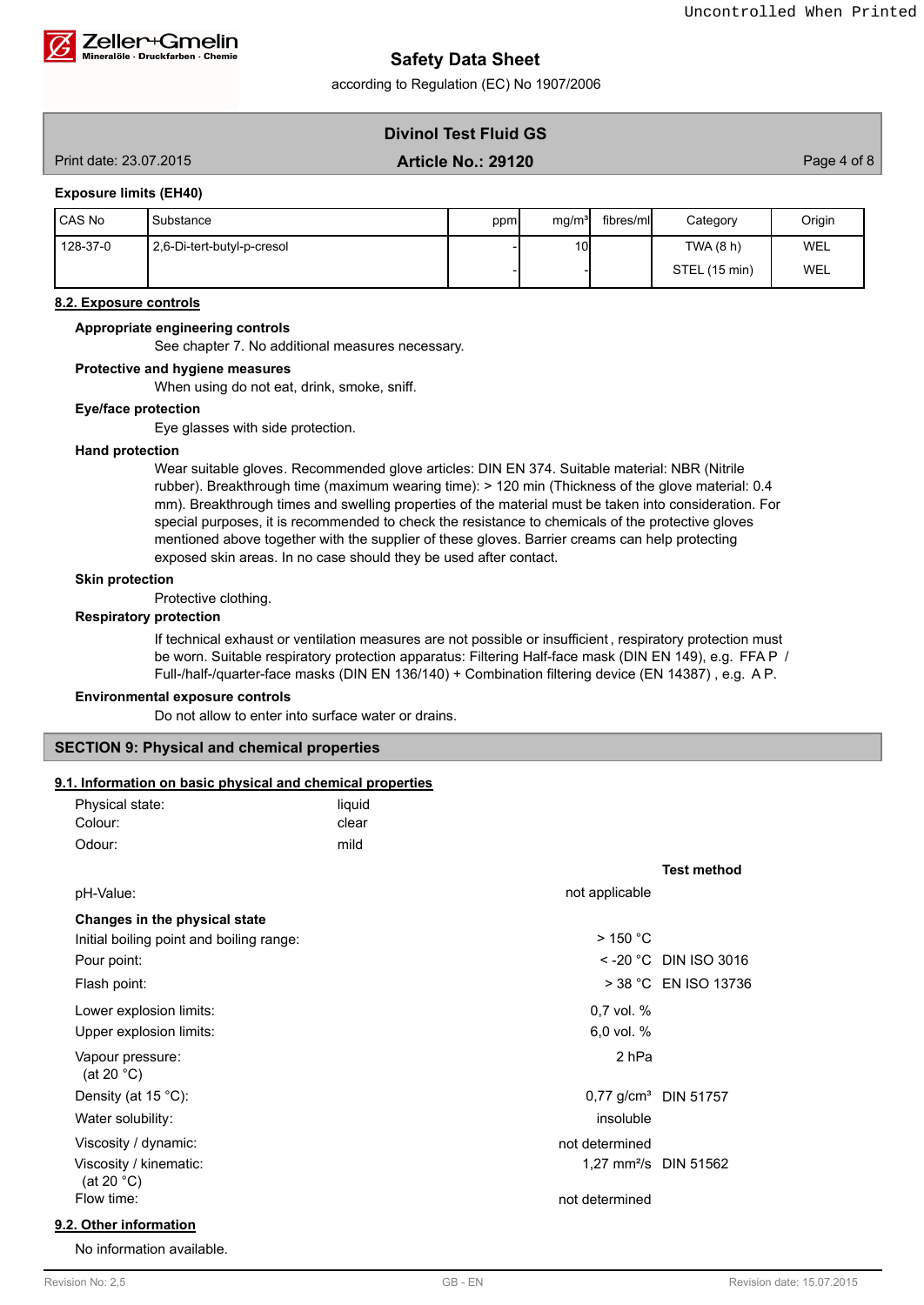**Exposure limits (EH40)**

| CAS No | Substance | ppm | mg/m³ | fibres/ml | Category | Origin |
|---|---|---|---|---|---|---|
| 128-37-0 | 2,6-Di-tert-butyl-p-cresol | - | 10 | | TWA (8 h) | WEL |
| | | - | - | | STEL (15 min) | WEL |

**8.2. Exposure controls**

**Appropriate engineering controls**

See chapter 7. No additional measures necessary.

**Protective and hygiene measures**

When using do not eat, drink, smoke, sniff.

**Eye/face protection**

Eye glasses with side protection.

**Hand protection**

Wear suitable gloves. Recommended glove articles: DIN EN 374. Suitable material: NBR (Nitrile rubber). Breakthrough time (maximum wearing time): > 120 min (Thickness of the glove material: 0.4 mm). Breakthrough times and swelling properties of the material must be taken into consideration. For special purposes, it is recommended to check the resistance to chemicals of the protective gloves mentioned above together with the supplier of these gloves. Barrier creams can help protecting exposed skin areas. In no case should they be used after contact.

**Skin protection**

Protective clothing.

**Respiratory protection**

If technical exhaust or ventilation measures are not possible or insufficient , respiratory protection must be worn. Suitable respiratory protection apparatus: Filtering Half-face mask (DIN EN 149), e.g. FFA P / Full-/half-/quarter-face masks (DIN EN 136/140) + Combination filtering device (EN 14387) , e.g. A P.

**Environmental exposure controls**

Do not allow to enter into surface water or drains.

## SECTION 9: Physical and chemical properties

**9.1. Information on basic physical and chemical properties**

| | | |
|---|---|---|
| Physical state: | liquid | |
| Colour: | clear | |
| Odour: | mild | |
| | | **Test method** |
| pH-Value: | not applicable | |
| **Changes in the physical state** | | |
| Initial boiling point and boiling range: | > 150 °C | |
| Pour point: | < -20 °C | DIN ISO 3016 |
| Flash point: | > 38 °C | EN ISO 13736 |
| Lower explosion limits: | 0,7 vol. % | |
| Upper explosion limits: | 6,0 vol. % | |
| Vapour pressure: (at 20 °C) | 2 hPa | |
| Density (at 15 °C): | 0,77 g/cm³ | DIN 51757 |
| Water solubility: | insoluble | |
| Viscosity / dynamic: | not determined | |
| Viscosity / kinematic: (at 20 °C) | 1,27 mm²/s | DIN 51562 |
| Flow time: | not determined | |

**9.2. Other information**

No information available.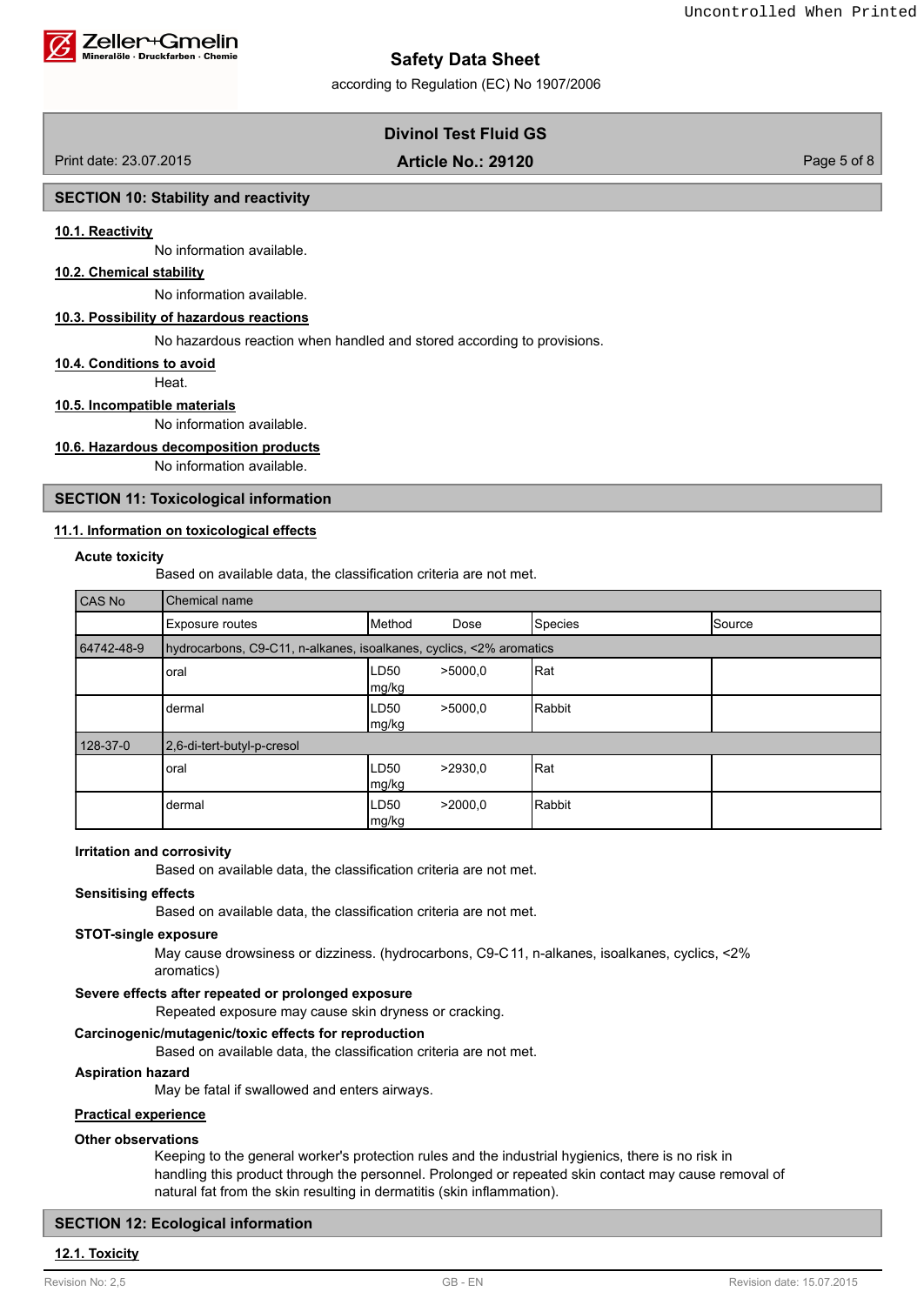## SECTION 10: Stability and reactivity

### 10.1. Reactivity

No information available.

### 10.2. Chemical stability

No information available.

### 10.3. Possibility of hazardous reactions

No hazardous reaction when handled and stored according to provisions.

### 10.4. Conditions to avoid

Heat.

### 10.5. Incompatible materials

No information available.

### 10.6. Hazardous decomposition products

No information available.

## SECTION 11: Toxicological information

### 11.1. Information on toxicological effects

**Acute toxicity**

Based on available data, the classification criteria are not met.

| CAS No | Chemical name | | | | |
|---|---|---|---|---|---|
| | Exposure routes | Method | Dose | Species | Source |
| 64742-48-9 | hydrocarbons, C9-C11, n-alkanes, isoalkanes, cyclics, <2% aromatics | | | | |
| | oral | LD50 mg/kg | >5000,0 | Rat | |
| | dermal | LD50 mg/kg | >5000,0 | Rabbit | |
| 128-37-0 | 2,6-di-tert-butyl-p-cresol | | | | |
| | oral | LD50 mg/kg | >2930,0 | Rat | |
| | dermal | LD50 mg/kg | >2000,0 | Rabbit | |

**Irritation and corrosivity**

Based on available data, the classification criteria are not met.

**Sensitising effects**

Based on available data, the classification criteria are not met.

**STOT-single exposure**

May cause drowsiness or dizziness. (hydrocarbons, C9-C 11, n-alkanes, isoalkanes, cyclics, <2% aromatics)

**Severe effects after repeated or prolonged exposure**

Repeated exposure may cause skin dryness or cracking.

**Carcinogenic/mutagenic/toxic effects for reproduction**

Based on available data, the classification criteria are not met.

**Aspiration hazard**

May be fatal if swallowed and enters airways.

**Practical experience**

**Other observations**

Keeping to the general worker's protection rules and the industrial hygienics, there is no risk in handling this product through the personnel. Prolonged or repeated skin contact may cause removal of natural fat from the skin resulting in dermatitis (skin inflammation).

## SECTION 12: Ecological information

### 12.1. Toxicity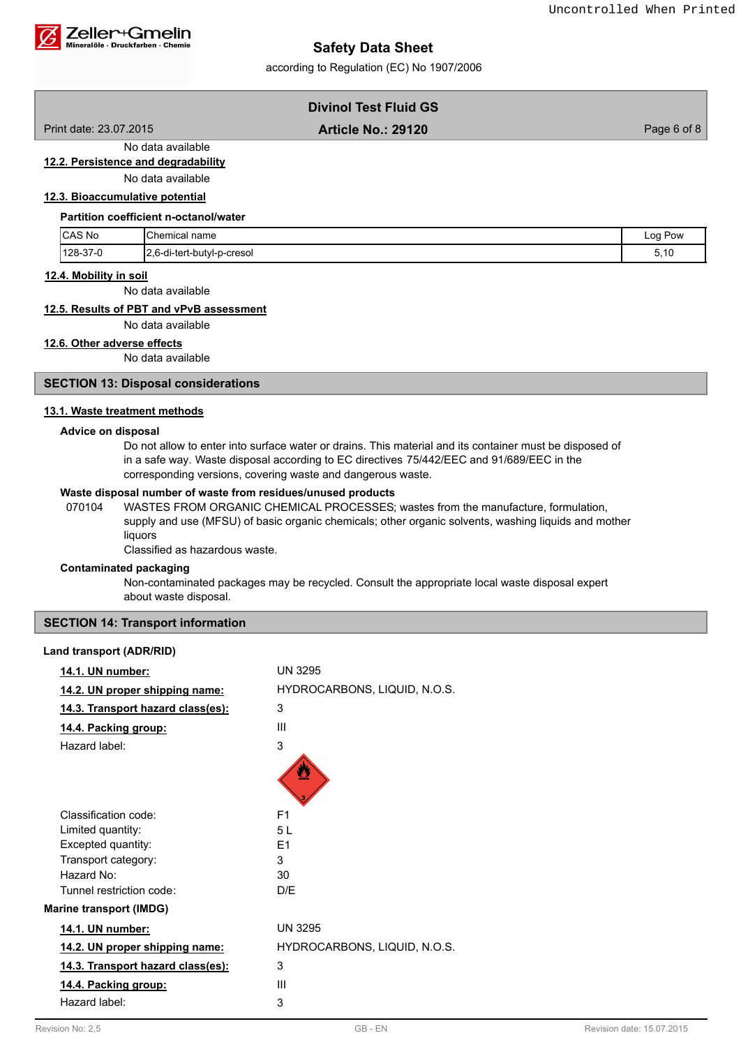No data available

### 12.2. Persistence and degradability

No data available

### 12.3. Bioaccumulative potential

**Partition coefficient n-octanol/water**

| CAS No | Chemical name | Log Pow |
|---|---|---|
| 128-37-0 | 2,6-di-tert-butyl-p-cresol | 5,10 |

### 12.4. Mobility in soil

No data available

### 12.5. Results of PBT and vPvB assessment

No data available

### 12.6. Other adverse effects

No data available

## SECTION 13: Disposal considerations

### 13.1. Waste treatment methods

**Advice on disposal**

Do not allow to enter into surface water or drains. This material and its container must be disposed of in a safe way. Waste disposal according to EC directives 75/442/EEC and 91/689/EEC in the corresponding versions, covering waste and dangerous waste.

**Waste disposal number of waste from residues/unused products**

070104 WASTES FROM ORGANIC CHEMICAL PROCESSES; wastes from the manufacture, formulation, supply and use (MFSU) of basic organic chemicals; other organic solvents, washing liquids and mother liquors
Classified as hazardous waste.

**Contaminated packaging**

Non-contaminated packages may be recycled. Consult the appropriate local waste disposal expert about waste disposal.

## SECTION 14: Transport information

**Land transport (ADR/RID)**

**14.1. UN number:** UN 3295

**14.2. UN proper shipping name:** HYDROCARBONS, LIQUID, N.O.S.

**14.3. Transport hazard class(es):** 3

**14.4. Packing group:** III

Hazard label: 3

Classification code: F1
Limited quantity: 5 L
Excepted quantity: E1
Transport category: 3
Hazard No: 30
Tunnel restriction code: D/E

**Marine transport (IMDG)**

**14.1. UN number:** UN 3295

**14.2. UN proper shipping name:** HYDROCARBONS, LIQUID, N.O.S.

**14.3. Transport hazard class(es):** 3

**14.4. Packing group:** III

Hazard label: 3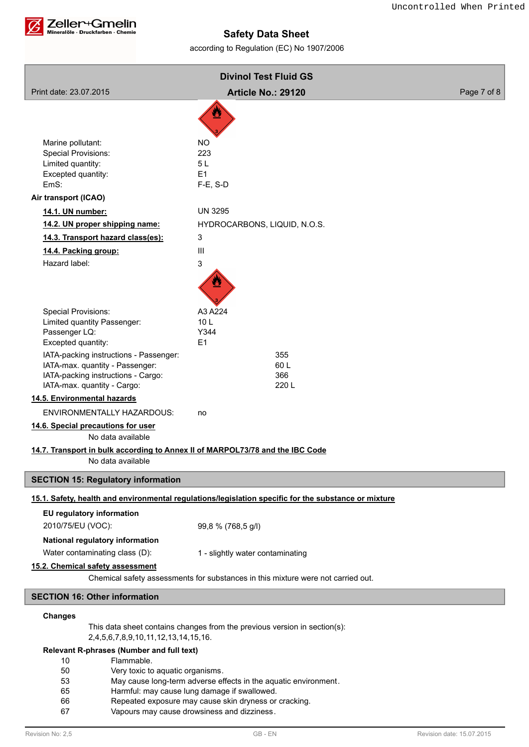| | |
|---|---|
| Marine pollutant: | NO |
| Special Provisions: | 223 |
| Limited quantity: | 5 L |
| Excepted quantity: | E1 |
| EmS: | F-E, S-D |

**Air transport (ICAO)**

| | |
|---|---|
| **14.1. UN number:** | UN 3295 |
| **14.2. UN proper shipping name:** | HYDROCARBONS, LIQUID, N.O.S. |
| **14.3. Transport hazard class(es):** | 3 |
| **14.4. Packing group:** | III |
| Hazard label: | 3 |

| | |
|---|---|
| Special Provisions: | A3 A224 |
| Limited quantity Passenger: | 10 L |
| Passenger LQ: | Y344 |
| Excepted quantity: | E1 |
| IATA-packing instructions - Passenger: | 355 |
| IATA-max. quantity - Passenger: | 60 L |
| IATA-packing instructions - Cargo: | 366 |
| IATA-max. quantity - Cargo: | 220 L |

**14.5. Environmental hazards**

ENVIRONMENTALLY HAZARDOUS: no

**14.6. Special precautions for user**

No data available

**14.7. Transport in bulk according to Annex II of MARPOL73/78 and the IBC Code**

No data available

## SECTION 15: Regulatory information

**15.1. Safety, health and environmental regulations/legislation specific for the substance or mixture**

**EU regulatory information**

2010/75/EU (VOC): 99,8 % (768,5 g/l)

**National regulatory information**

Water contaminating class (D): 1 - slightly water contaminating

**15.2. Chemical safety assessment**

Chemical safety assessments for substances in this mixture were not carried out.

## SECTION 16: Other information

**Changes**

This data sheet contains changes from the previous version in section(s): 2,4,5,6,7,8,9,10,11,12,13,14,15,16.

**Relevant R-phrases (Number and full text)**

| | |
|---|---|
| 10 | Flammable. |
| 50 | Very toxic to aquatic organisms. |
| 53 | May cause long-term adverse effects in the aquatic environment. |
| 65 | Harmful: may cause lung damage if swallowed. |
| 66 | Repeated exposure may cause skin dryness or cracking. |
| 67 | Vapours may cause drowsiness and dizziness. |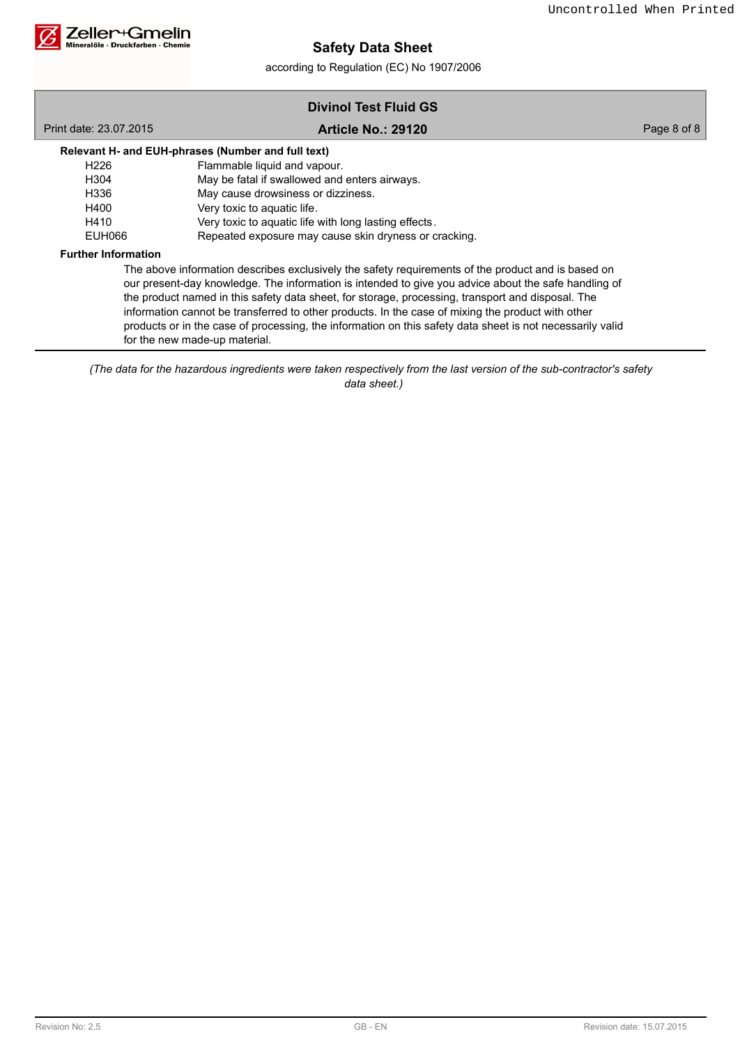**Relevant H- and EUH-phrases (Number and full text)**

| | |
|---|---|
| H226 | Flammable liquid and vapour. |
| H304 | May be fatal if swallowed and enters airways. |
| H336 | May cause drowsiness or dizziness. |
| H400 | Very toxic to aquatic life. |
| H410 | Very toxic to aquatic life with long lasting effects. |
| EUH066 | Repeated exposure may cause skin dryness or cracking. |

**Further Information**

The above information describes exclusively the safety requirements of the product and is based on our present-day knowledge. The information is intended to give you advice about the safe handling of the product named in this safety data sheet, for storage, processing, transport and disposal. The information cannot be transferred to other products. In the case of mixing the product with other products or in the case of processing, the information on this safety data sheet is not necessarily valid for the new made-up material.

*(The data for the hazardous ingredients were taken respectively from the last version of the sub-contractor's safety data sheet.)*